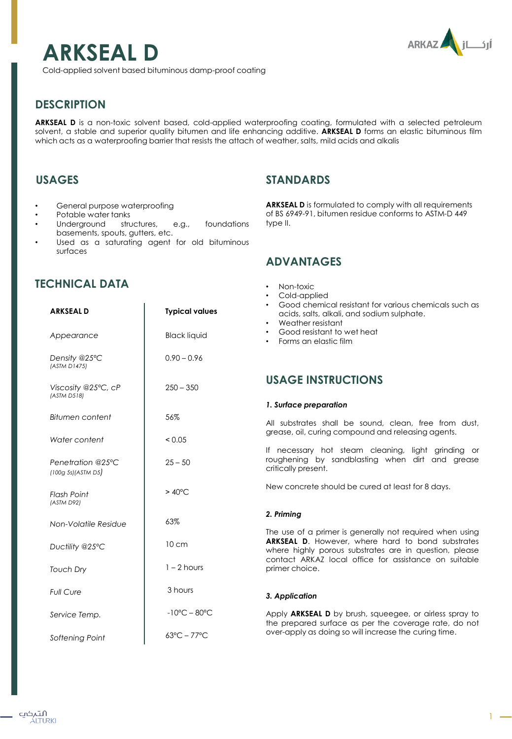# ARKSEAL D

Cold-applied solvent based bituminous damp-proof coating

## DESCRIPTION

**ARKSEAL D** is a non-toxic solvent based, cold-applied waterproofing coating, formulated with a selected petroleum solvent, a stable and superior quality bitumen and life enhancing additive. **ARKSEAL D** forms an elastic bituminous film which acts as a waterproofing barrier that resists the attach of weather, salts, mild acids and alkalis

## USAGES

- General purpose waterproofing
- Potable water tanks
- Underground structures, e.g., foundations basements, spouts, gutters, etc.
- Used as a saturating agent for old bituminous surfaces

## TECHNICAL DATA

| ARKSEAL D | Typical values |
|---|---|
| *Appearance* | Black liquid |
| *Density @25°C* *(ASTM D1475)* | 0.90 – 0.96 |
| *Viscosity @25°C, cP* *(ASTM D518)* | 250 – 350 |
| *Bitumen content* | 56% |
| *Water content* | < 0.05 |
| *Penetration @25°C* *(100g 5s)(ASTM D5)* | 25 – 50 |
| *Flash Point* *(ASTM D92)* | > 40°C |
| *Non-Volatile Residue* | 63% |
| *Ductility @25°C* | 10 cm |
| *Touch Dry* | 1 – 2 hours |
| *Full Cure* | 3 hours |
| *Service Temp.* | -10°C – 80°C |
| *Softening Point* | 63°C – 77°C |

## STANDARDS

**ARKSEAL D** is formulated to comply with all requirements of BS 6949-91, bitumen residue conforms to ASTM-D 449 type II.

## ADVANTAGES

- Non-toxic
- Cold-applied
- Good chemical resistant for various chemicals such as acids, salts, alkali, and sodium sulphate.
- Weather resistant
- Good resistant to wet heat
- Forms an elastic film

## USAGE INSTRUCTIONS

***1. Surface preparation***

All substrates shall be sound, clean, free from dust, grease, oil, curing compound and releasing agents.

If necessary hot steam cleaning, light grinding or roughening by sandblasting when dirt and grease critically present.

New concrete should be cured at least for 8 days.

***2. Priming***

The use of a primer is generally not required when using **ARKSEAL D**. However, where hard to bond substrates where highly porous substrates are in question, please contact ARKAZ local office for assistance on suitable primer choice.

***3. Application***

Apply **ARKSEAL D** by brush, squeegee, or airless spray to the prepared surface as per the coverage rate, do not over-apply as doing so will increase the curing time.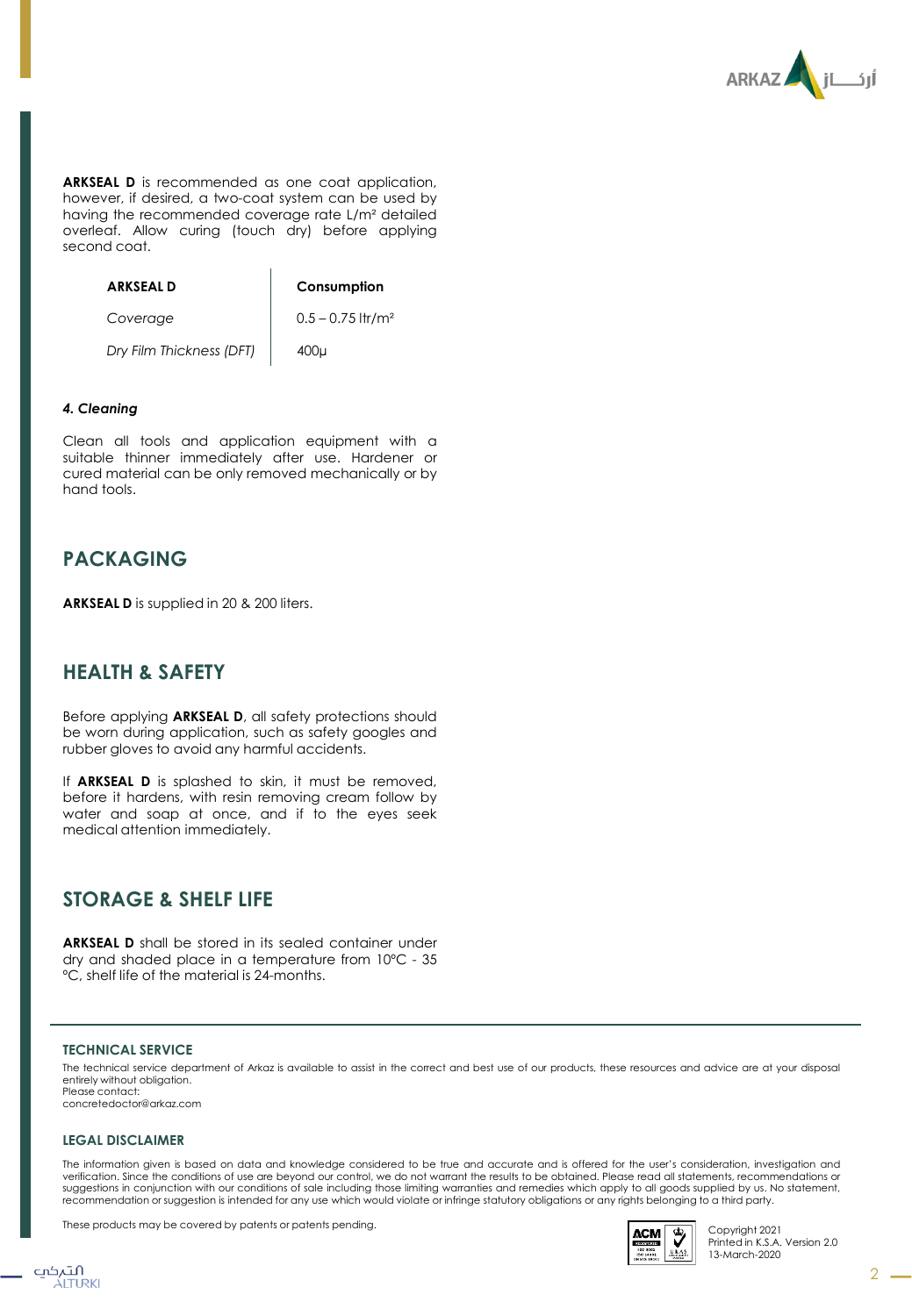**ARKSEAL D** is recommended as one coat application, however, if desired, a two-coat system can be used by having the recommended coverage rate L/m² detailed overleaf. Allow curing (touch dry) before applying second coat.

| ARKSEAL D | Consumption |
|---|---|
| *Coverage* | 0.5 – 0.75 ltr/m² |
| *Dry Film Thickness (DFT)* | 400µ |

#### *4. Cleaning*

Clean all tools and application equipment with a suitable thinner immediately after use. Hardener or cured material can be only removed mechanically or by hand tools.

## PACKAGING

**ARKSEAL D** is supplied in 20 & 200 liters.

## HEALTH & SAFETY

Before applying **ARKSEAL D**, all safety protections should be worn during application, such as safety googles and rubber gloves to avoid any harmful accidents.

If **ARKSEAL D** is splashed to skin, it must be removed, before it hardens, with resin removing cream follow by water and soap at once, and if to the eyes seek medical attention immediately.

## STORAGE & SHELF LIFE

**ARKSEAL D** shall be stored in its sealed container under dry and shaded place in a temperature from 10°C - 35 °C, shelf life of the material is 24-months.

### TECHNICAL SERVICE

The technical service department of Arkaz is available to assist in the correct and best use of our products, these resources and advice are at your disposal entirely without obligation.
Please contact:
concretedoctor@arkaz.com

### LEGAL DISCLAIMER

The information given is based on data and knowledge considered to be true and accurate and is offered for the user's consideration, investigation and verification. Since the conditions of use are beyond our control, we do not warrant the results to be obtained. Please read all statements, recommendations or suggestions in conjunction with our conditions of sale including those limiting warranties and remedies which apply to all goods supplied by us. No statement, recommendation or suggestion is intended for any use which would violate or infringe statutory obligations or any rights belonging to a third party.

These products may be covered by patents or patents pending.

Copyright 2021
Printed in K.S.A. Version 2.0
13-March-2020